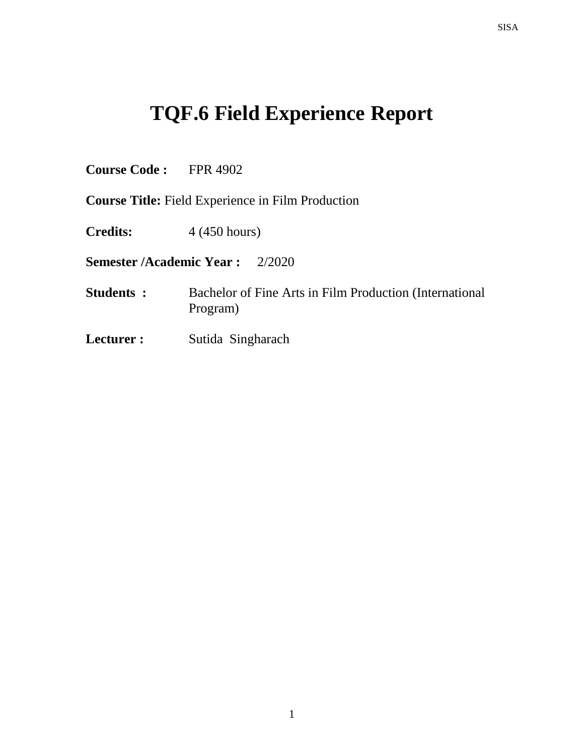# TQF.6 Field Experience Report

**Course Code :** FPR 4902

**Course Title:** Field Experience in Film Production

**Credits:** 4 (450 hours)

**Semester /Academic Year :** 2/2020

**Students :** Bachelor of Fine Arts in Film Production (International Program)

**Lecturer :** Sutida Singharach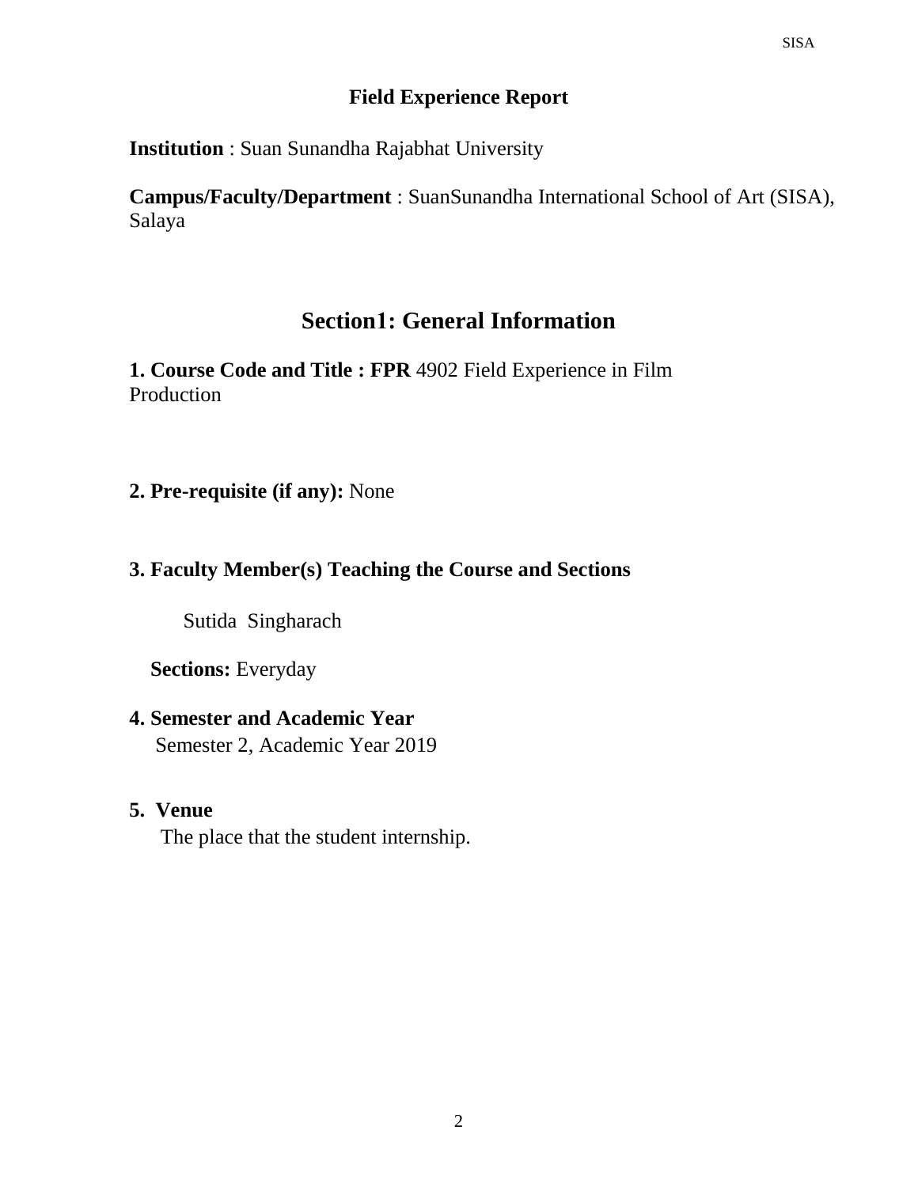**Field Experience Report**

**Institution** : Suan Sunandha Rajabhat University

**Campus/Faculty/Department** : SuanSunandha International School of Art (SISA), Salaya

## Section1: General Information

**1. Course Code and Title : FPR** 4902 Field Experience in Film Production

**2. Pre-requisite (if any):** None

**3. Faculty Member(s) Teaching the Course and Sections**

Sutida Singharach

**Sections:** Everyday

**4. Semester and Academic Year**

Semester 2, Academic Year 2019

**5. Venue**

The place that the student internship.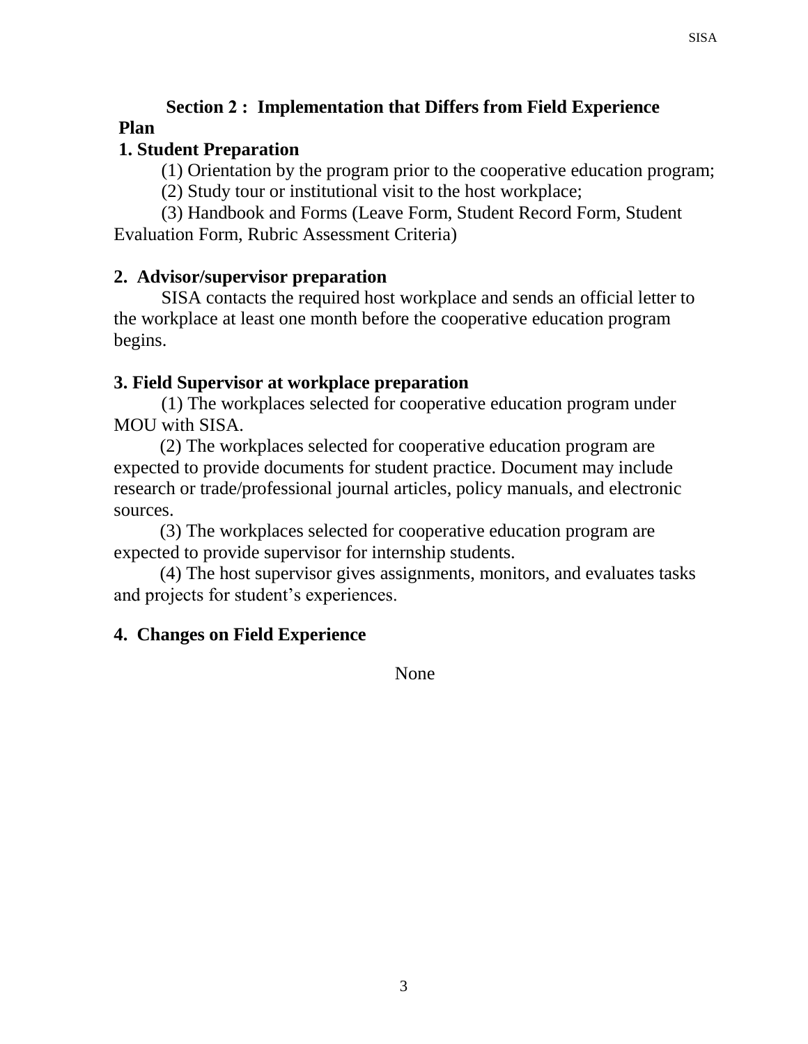## Section 2 : Implementation that Differs from Field Experience Plan

### 1. Student Preparation

(1) Orientation by the program prior to the cooperative education program;

(2) Study tour or institutional visit to the host workplace;

(3) Handbook and Forms (Leave Form, Student Record Form, Student Evaluation Form, Rubric Assessment Criteria)

### 2. Advisor/supervisor preparation

SISA contacts the required host workplace and sends an official letter to the workplace at least one month before the cooperative education program begins.

### 3. Field Supervisor at workplace preparation

(1) The workplaces selected for cooperative education program under MOU with SISA.

(2) The workplaces selected for cooperative education program are expected to provide documents for student practice. Document may include research or trade/professional journal articles, policy manuals, and electronic sources.

(3) The workplaces selected for cooperative education program are expected to provide supervisor for internship students.

(4) The host supervisor gives assignments, monitors, and evaluates tasks and projects for student's experiences.

### 4. Changes on Field Experience

None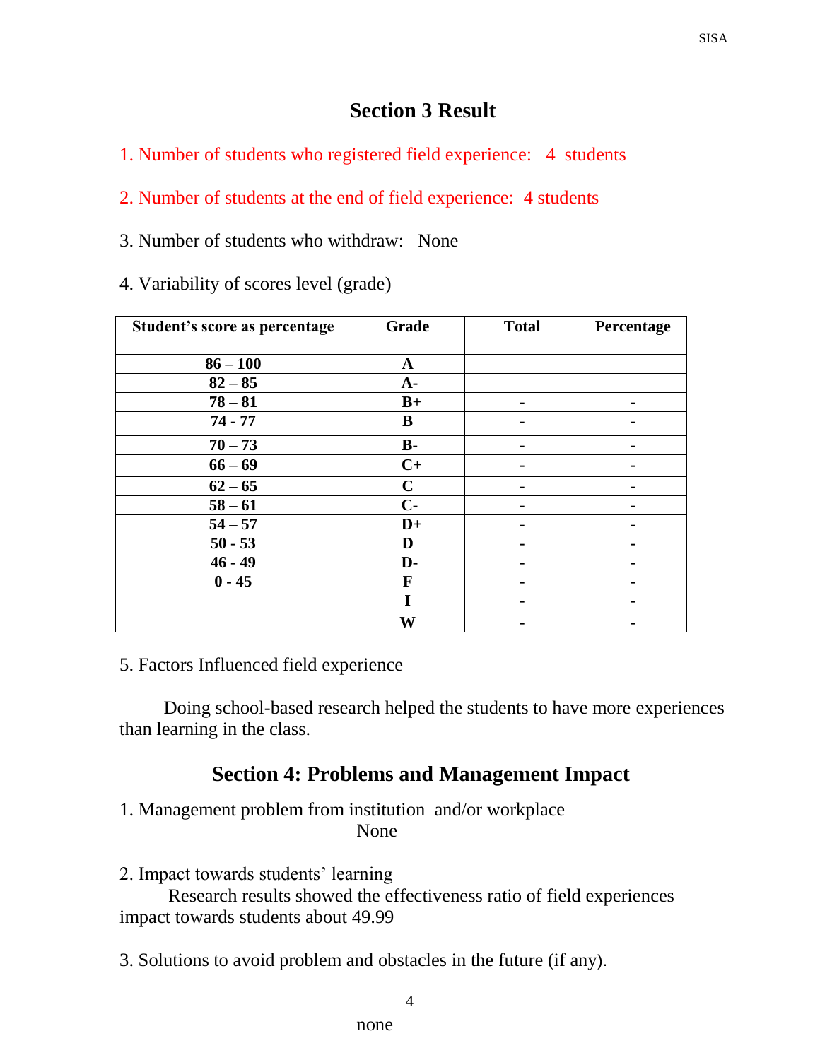## Section 3 Result

1. Number of students who registered field experience: 4 students

2. Number of students at the end of field experience: 4 students

3. Number of students who withdraw: None

4. Variability of scores level (grade)

| Student's score as percentage | Grade | Total | Percentage |
|---|---|---|---|
| **86 – 100** | **A** | | |
| **82 – 85** | **A-** | | |
| **78 – 81** | **B+** | - | - |
| **74 - 77** | **B** | - | - |
| **70 – 73** | **B-** | - | - |
| **66 – 69** | **C+** | - | - |
| **62 – 65** | **C** | - | - |
| **58 – 61** | **C-** | - | - |
| **54 – 57** | **D+** | - | - |
| **50 - 53** | **D** | - | - |
| **46 - 49** | **D-** | - | - |
| **0 - 45** | **F** | - | - |
| | **I** | - | - |
| | **W** | - | - |

5. Factors Influenced field experience

Doing school-based research helped the students to have more experiences than learning in the class.

## Section 4: Problems and Management Impact

1. Management problem from institution and/or workplace

None

2. Impact towards students' learning

Research results showed the effectiveness ratio of field experiences impact towards students about 49.99

3. Solutions to avoid problem and obstacles in the future (if any).

none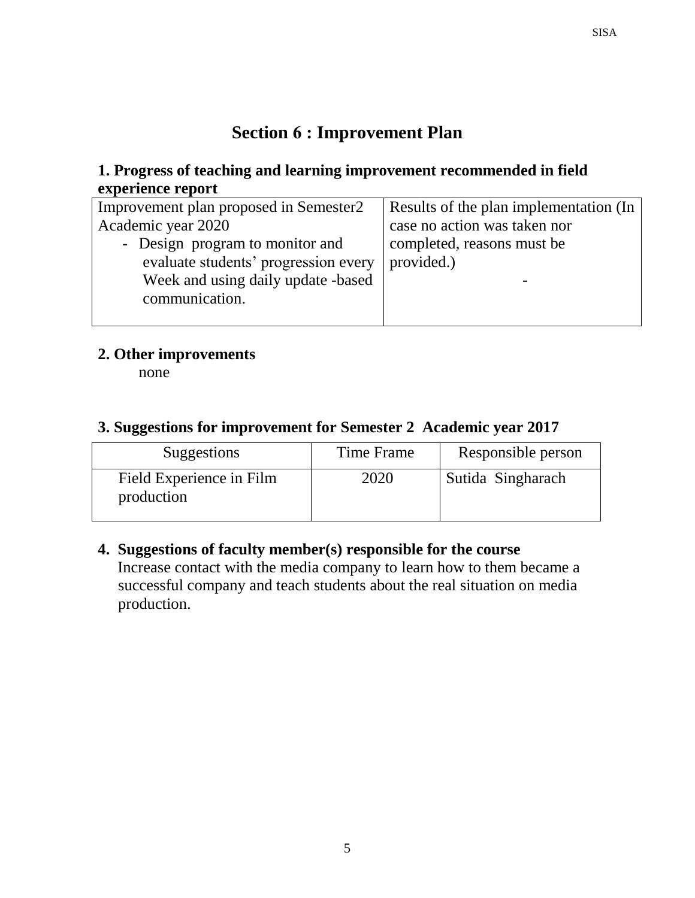# Section 6 : Improvement Plan

## 1. Progress of teaching and learning improvement recommended in field experience report

| Improvement plan proposed in Semester2 Academic year 2020 | Results of the plan implementation (In case no action was taken nor completed, reasons must be provided.) |
|---|---|
| - Design program to monitor and evaluate students' progression every Week and using daily update -based communication. | - |

## 2. Other improvements

none

## 3. Suggestions for improvement for Semester 2 Academic year 2017

| Suggestions | Time Frame | Responsible person |
|---|---|---|
| Field Experience in Film production | 2020 | Sutida Singharach |

## 4. Suggestions of faculty member(s) responsible for the course

Increase contact with the media company to learn how to them became a successful company and teach students about the real situation on media production.